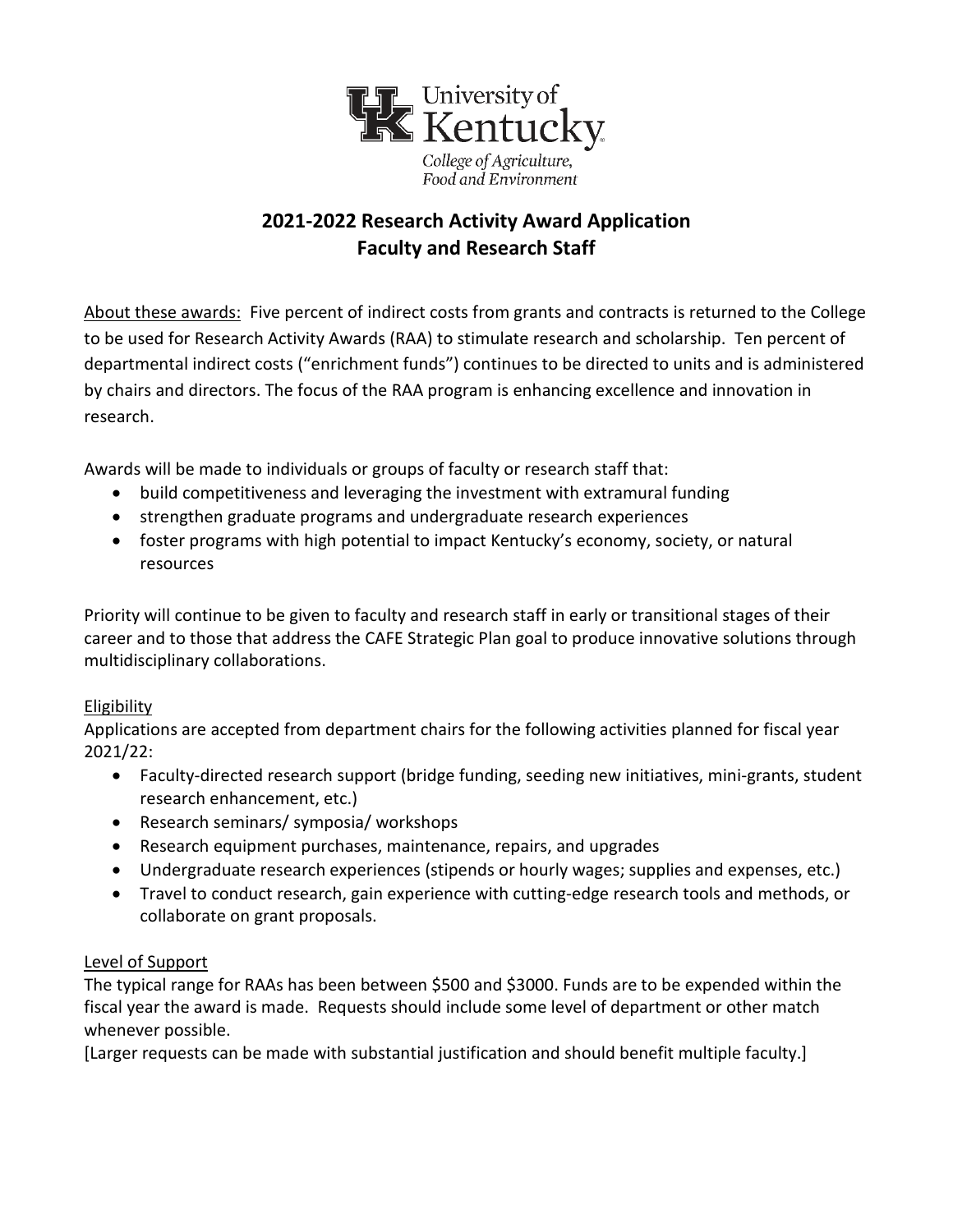University of Kentucky

College of Agriculture, Food and Environment

# 2021-2022 Research Activity Award Application
# Faculty and Research Staff

About these awards: Five percent of indirect costs from grants and contracts is returned to the College to be used for Research Activity Awards (RAA) to stimulate research and scholarship. Ten percent of departmental indirect costs ("enrichment funds") continues to be directed to units and is administered by chairs and directors. The focus of the RAA program is enhancing excellence and innovation in research.

Awards will be made to individuals or groups of faculty or research staff that:

- build competitiveness and leveraging the investment with extramural funding
- strengthen graduate programs and undergraduate research experiences
- foster programs with high potential to impact Kentucky's economy, society, or natural resources

Priority will continue to be given to faculty and research staff in early or transitional stages of their career and to those that address the CAFE Strategic Plan goal to produce innovative solutions through multidisciplinary collaborations.

## Eligibility

Applications are accepted from department chairs for the following activities planned for fiscal year 2021/22:

- Faculty-directed research support (bridge funding, seeding new initiatives, mini-grants, student research enhancement, etc.)
- Research seminars/ symposia/ workshops
- Research equipment purchases, maintenance, repairs, and upgrades
- Undergraduate research experiences (stipends or hourly wages; supplies and expenses, etc.)
- Travel to conduct research, gain experience with cutting-edge research tools and methods, or collaborate on grant proposals.

## Level of Support

The typical range for RAAs has been between $500 and $3000. Funds are to be expended within the fiscal year the award is made. Requests should include some level of department or other match whenever possible.

[Larger requests can be made with substantial justification and should benefit multiple faculty.]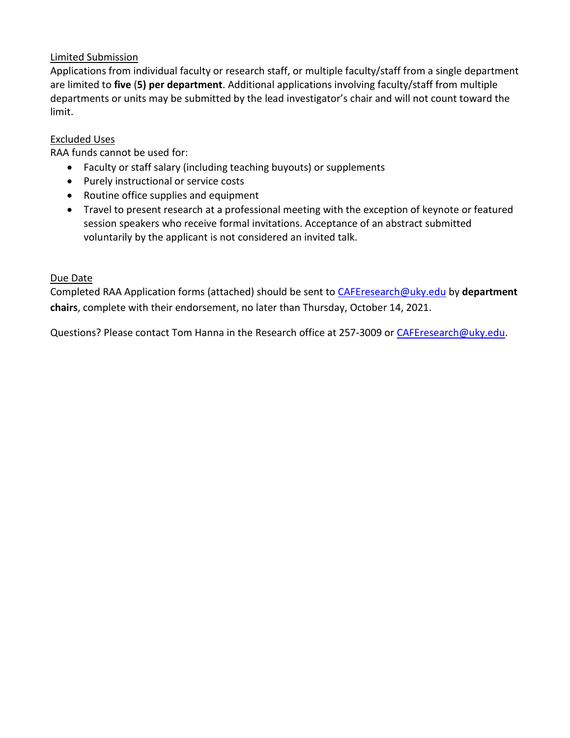Limited Submission

Applications from individual faculty or research staff, or multiple faculty/staff from a single department are limited to **five** (**5) per department**. Additional applications involving faculty/staff from multiple departments or units may be submitted by the lead investigator's chair and will not count toward the limit.

Excluded Uses

RAA funds cannot be used for:

- Faculty or staff salary (including teaching buyouts) or supplements
- Purely instructional or service costs
- Routine office supplies and equipment
- Travel to present research at a professional meeting with the exception of keynote or featured session speakers who receive formal invitations. Acceptance of an abstract submitted voluntarily by the applicant is not considered an invited talk.

Due Date

Completed RAA Application forms (attached) should be sent to CAFEresearch@uky.edu by **department chairs**, complete with their endorsement, no later than Thursday, October 14, 2021.

Questions? Please contact Tom Hanna in the Research office at 257-3009 or CAFEresearch@uky.edu.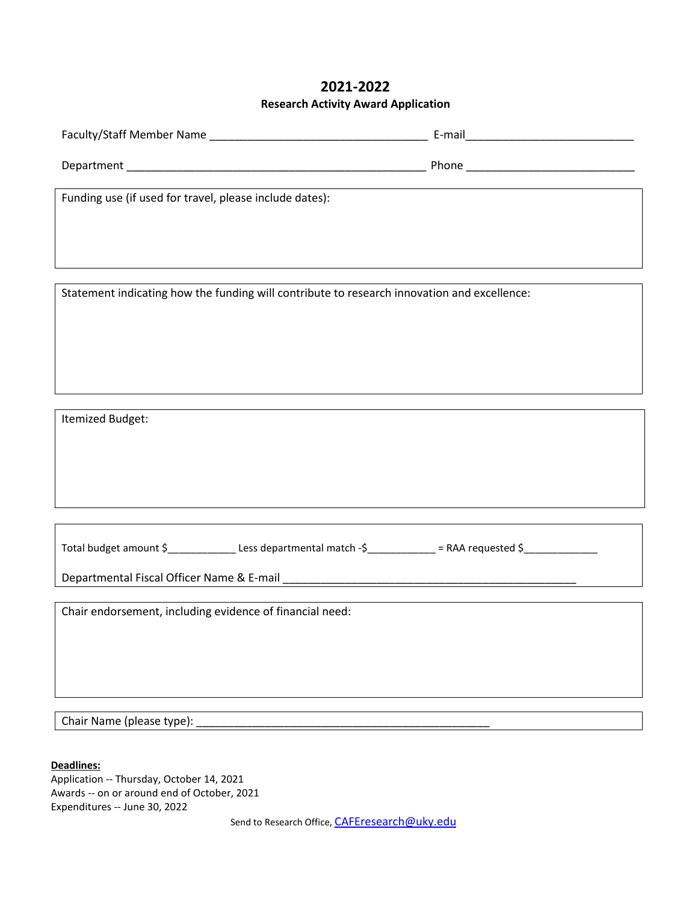# 2021-2022

### Research Activity Award Application

Faculty/Staff Member Name ___________________________________ E-mail___________________________

Department ________________________________________________ Phone ___________________________

Funding use (if used for travel, please include dates):

Statement indicating how the funding will contribute to research innovation and excellence:

Itemized Budget:

Total budget amount $___________ Less departmental match -$___________ = RAA requested $____________

Departmental Fiscal Officer Name & E-mail _______________________________________________

Chair endorsement, including evidence of financial need:

Chair Name (please type): _______________________________________________

**Deadlines:**

Application -- Thursday, October 14, 2021
Awards -- on or around end of October, 2021
Expenditures -- June 30, 2022

Send to Research Office, CAFEresearch@uky.edu